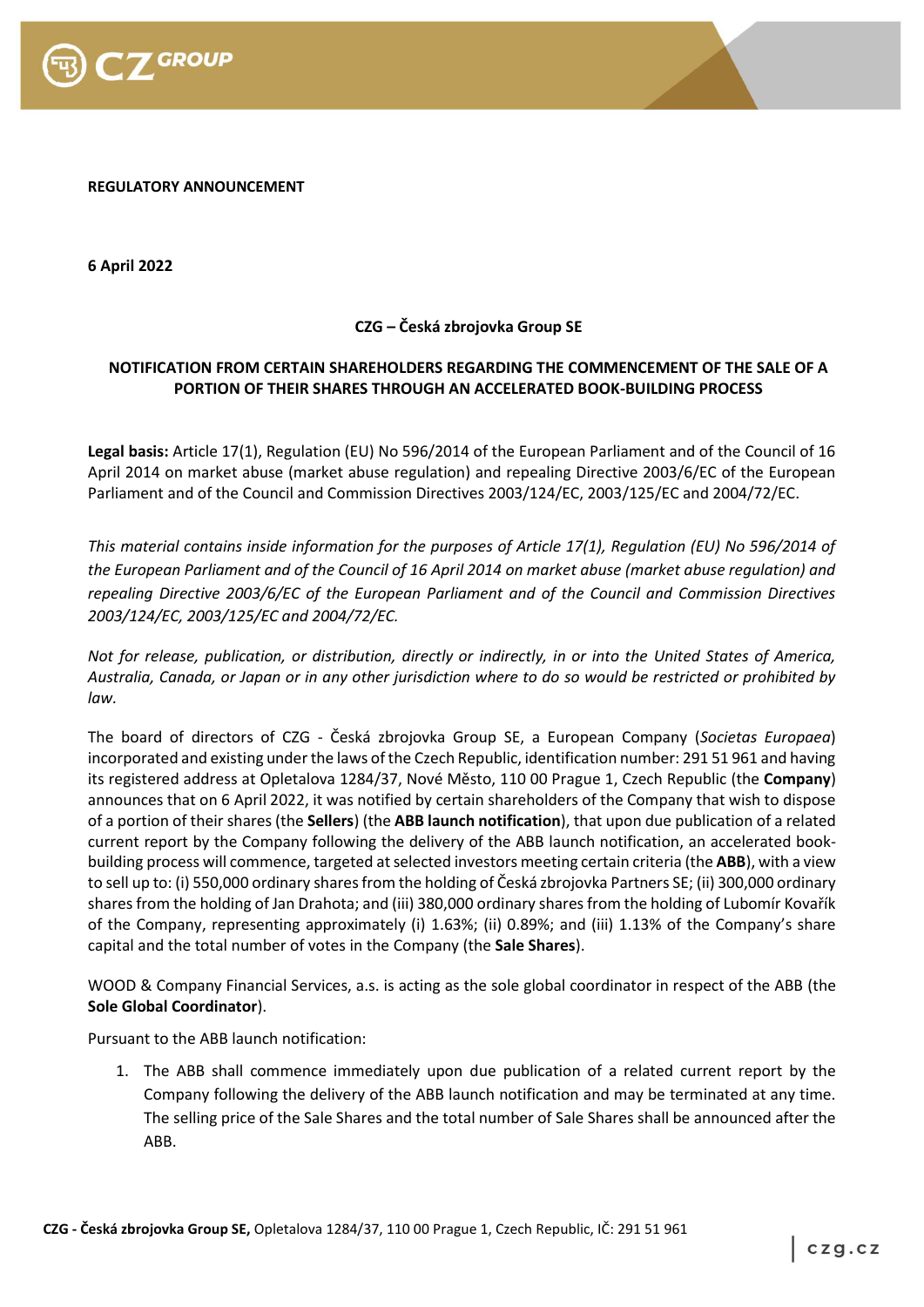**REGULATORY ANNOUNCEMENT**

**6 April 2022**

**CZG – Česká zbrojovka Group SE**

**NOTIFICATION FROM CERTAIN SHAREHOLDERS REGARDING THE COMMENCEMENT OF THE SALE OF A PORTION OF THEIR SHARES THROUGH AN ACCELERATED BOOK-BUILDING PROCESS**

**Legal basis:** Article 17(1), Regulation (EU) No 596/2014 of the European Parliament and of the Council of 16 April 2014 on market abuse (market abuse regulation) and repealing Directive 2003/6/EC of the European Parliament and of the Council and Commission Directives 2003/124/EC, 2003/125/EC and 2004/72/EC.

*This material contains inside information for the purposes of Article 17(1), Regulation (EU) No 596/2014 of the European Parliament and of the Council of 16 April 2014 on market abuse (market abuse regulation) and repealing Directive 2003/6/EC of the European Parliament and of the Council and Commission Directives 2003/124/EC, 2003/125/EC and 2004/72/EC.*

*Not for release, publication, or distribution, directly or indirectly, in or into the United States of America, Australia, Canada, or Japan or in any other jurisdiction where to do so would be restricted or prohibited by law.*

The board of directors of CZG - Česká zbrojovka Group SE, a European Company (*Societas Europaea*) incorporated and existing under the laws of the Czech Republic, identification number: 291 51 961 and having its registered address at Opletalova 1284/37, Nové Město, 110 00 Prague 1, Czech Republic (the **Company**) announces that on 6 April 2022, it was notified by certain shareholders of the Company that wish to dispose of a portion of their shares (the **Sellers**) (the **ABB launch notification**), that upon due publication of a related current report by the Company following the delivery of the ABB launch notification, an accelerated book-building process will commence, targeted at selected investors meeting certain criteria (the **ABB**), with a view to sell up to: (i) 550,000 ordinary shares from the holding of Česká zbrojovka Partners SE; (ii) 300,000 ordinary shares from the holding of Jan Drahota; and (iii) 380,000 ordinary shares from the holding of Lubomír Kovařík of the Company, representing approximately (i) 1.63%; (ii) 0.89%; and (iii) 1.13% of the Company's share capital and the total number of votes in the Company (the **Sale Shares**).

WOOD & Company Financial Services, a.s. is acting as the sole global coordinator in respect of the ABB (the **Sole Global Coordinator**).

Pursuant to the ABB launch notification:

1. The ABB shall commence immediately upon due publication of a related current report by the Company following the delivery of the ABB launch notification and may be terminated at any time. The selling price of the Sale Shares and the total number of Sale Shares shall be announced after the ABB.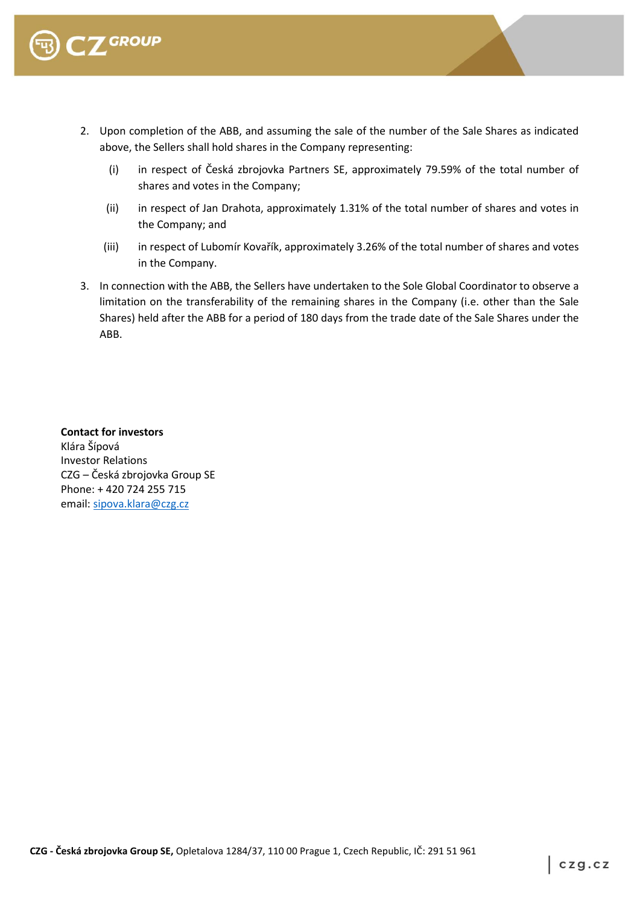2. Upon completion of the ABB, and assuming the sale of the number of the Sale Shares as indicated above, the Sellers shall hold shares in the Company representing:

   (i) in respect of Česká zbrojovka Partners SE, approximately 79.59% of the total number of shares and votes in the Company;

   (ii) in respect of Jan Drahota, approximately 1.31% of the total number of shares and votes in the Company; and

   (iii) in respect of Lubomír Kovařík, approximately 3.26% of the total number of shares and votes in the Company.

3. In connection with the ABB, the Sellers have undertaken to the Sole Global Coordinator to observe a limitation on the transferability of the remaining shares in the Company (i.e. other than the Sale Shares) held after the ABB for a period of 180 days from the trade date of the Sale Shares under the ABB.

**Contact for investors**
Klára Šípová
Investor Relations
CZG – Česká zbrojovka Group SE
Phone: + 420 724 255 715
email: sipova.klara@czg.cz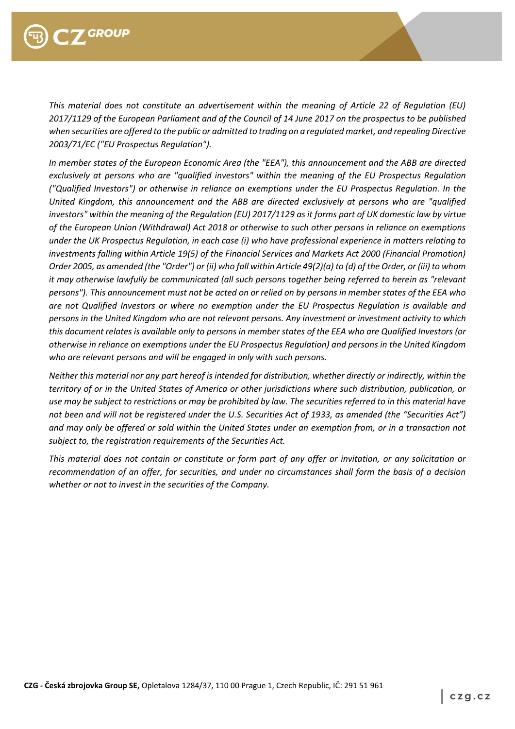*This material does not constitute an advertisement within the meaning of Article 22 of Regulation (EU) 2017/1129 of the European Parliament and of the Council of 14 June 2017 on the prospectus to be published when securities are offered to the public or admitted to trading on a regulated market, and repealing Directive 2003/71/EC ("EU Prospectus Regulation").*

*In member states of the European Economic Area (the "EEA"), this announcement and the ABB are directed exclusively at persons who are "qualified investors" within the meaning of the EU Prospectus Regulation ("Qualified Investors") or otherwise in reliance on exemptions under the EU Prospectus Regulation. In the United Kingdom, this announcement and the ABB are directed exclusively at persons who are "qualified investors" within the meaning of the Regulation (EU) 2017/1129 as it forms part of UK domestic law by virtue of the European Union (Withdrawal) Act 2018 or otherwise to such other persons in reliance on exemptions under the UK Prospectus Regulation, in each case (i) who have professional experience in matters relating to investments falling within Article 19(5) of the Financial Services and Markets Act 2000 (Financial Promotion) Order 2005, as amended (the "Order") or (ii) who fall within Article 49(2)(a) to (d) of the Order, or (iii) to whom it may otherwise lawfully be communicated (all such persons together being referred to herein as "relevant persons"). This announcement must not be acted on or relied on by persons in member states of the EEA who are not Qualified Investors or where no exemption under the EU Prospectus Regulation is available and persons in the United Kingdom who are not relevant persons. Any investment or investment activity to which this document relates is available only to persons in member states of the EEA who are Qualified Investors (or otherwise in reliance on exemptions under the EU Prospectus Regulation) and persons in the United Kingdom who are relevant persons and will be engaged in only with such persons.*

*Neither this material nor any part hereof is intended for distribution, whether directly or indirectly, within the territory of or in the United States of America or other jurisdictions where such distribution, publication, or use may be subject to restrictions or may be prohibited by law. The securities referred to in this material have not been and will not be registered under the U.S. Securities Act of 1933, as amended (the "Securities Act") and may only be offered or sold within the United States under an exemption from, or in a transaction not subject to, the registration requirements of the Securities Act.*

*This material does not contain or constitute or form part of any offer or invitation, or any solicitation or recommendation of an offer, for securities, and under no circumstances shall form the basis of a decision whether or not to invest in the securities of the Company.*